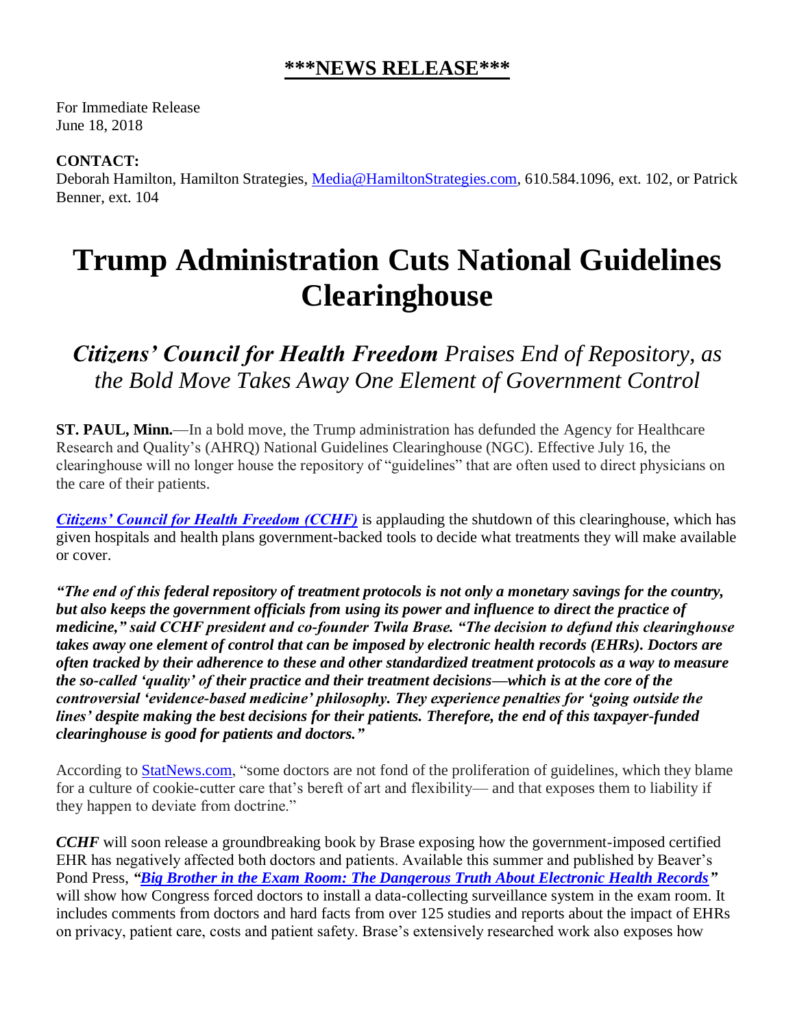## **\*\*\*NEWS RELEASE\*\*\***

For Immediate Release
June 18, 2018

**CONTACT:**
Deborah Hamilton, Hamilton Strategies, Media@HamiltonStrategies.com, 610.584.1096, ext. 102, or Patrick Benner, ext. 104

# Trump Administration Cuts National Guidelines Clearinghouse

## *Citizens' Council for Health Freedom Praises End of Repository, as the Bold Move Takes Away One Element of Government Control*

**ST. PAUL, Minn.**—In a bold move, the Trump administration has defunded the Agency for Healthcare Research and Quality's (AHRQ) National Guidelines Clearinghouse (NGC). Effective July 16, the clearinghouse will no longer house the repository of "guidelines" that are often used to direct physicians on the care of their patients.

***Citizens' Council for Health Freedom (CCHF)*** is applauding the shutdown of this clearinghouse, which has given hospitals and health plans government-backed tools to decide what treatments they will make available or cover.

***"The end of this federal repository of treatment protocols is not only a monetary savings for the country, but also keeps the government officials from using its power and influence to direct the practice of medicine," said CCHF president and co-founder Twila Brase. "The decision to defund this clearinghouse takes away one element of control that can be imposed by electronic health records (EHRs). Doctors are often tracked by their adherence to these and other standardized treatment protocols as a way to measure the so-called 'quality' of their practice and their treatment decisions—which is at the core of the controversial 'evidence-based medicine' philosophy. They experience penalties for 'going outside the lines' despite making the best decisions for their patients. Therefore, the end of this taxpayer-funded clearinghouse is good for patients and doctors."***

According to StatNews.com, "some doctors are not fond of the proliferation of guidelines, which they blame for a culture of cookie-cutter care that's bereft of art and flexibility— and that exposes them to liability if they happen to deviate from doctrine."

***CCHF*** will soon release a groundbreaking book by Brase exposing how the government-imposed certified EHR has negatively affected both doctors and patients. Available this summer and published by Beaver's Pond Press, ***"Big Brother in the Exam Room: The Dangerous Truth About Electronic Health Records"*** will show how Congress forced doctors to install a data-collecting surveillance system in the exam room. It includes comments from doctors and hard facts from over 125 studies and reports about the impact of EHRs on privacy, patient care, costs and patient safety. Brase's extensively researched work also exposes how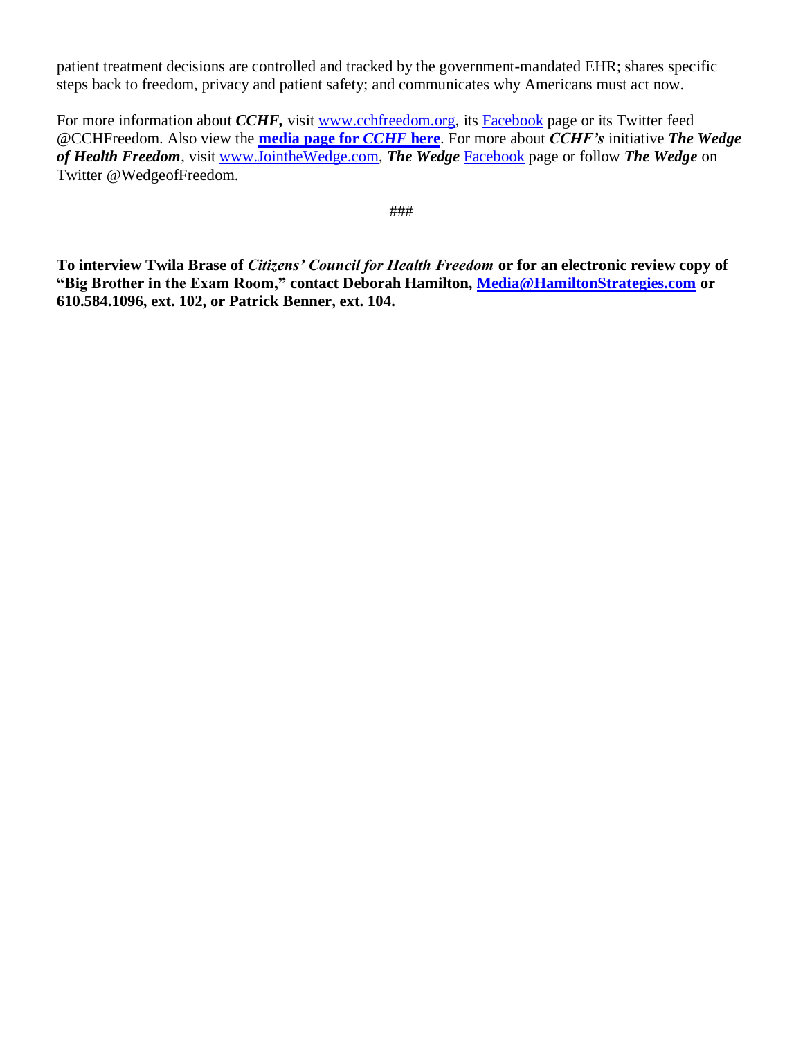patient treatment decisions are controlled and tracked by the government-mandated EHR; shares specific steps back to freedom, privacy and patient safety; and communicates why Americans must act now.

For more information about ***CCHF***, visit www.cchfreedom.org, its Facebook page or its Twitter feed @CCHFreedom. Also view the **media page for *CCHF* here**. For more about ***CCHF's*** initiative ***The Wedge of Health Freedom***, visit www.JointheWedge.com, ***The Wedge*** Facebook page or follow ***The Wedge*** on Twitter @WedgeofFreedom.

###

**To interview Twila Brase of *Citizens' Council for Health Freedom* or for an electronic review copy of "Big Brother in the Exam Room," contact Deborah Hamilton, Media@HamiltonStrategies.com or 610.584.1096, ext. 102, or Patrick Benner, ext. 104.**